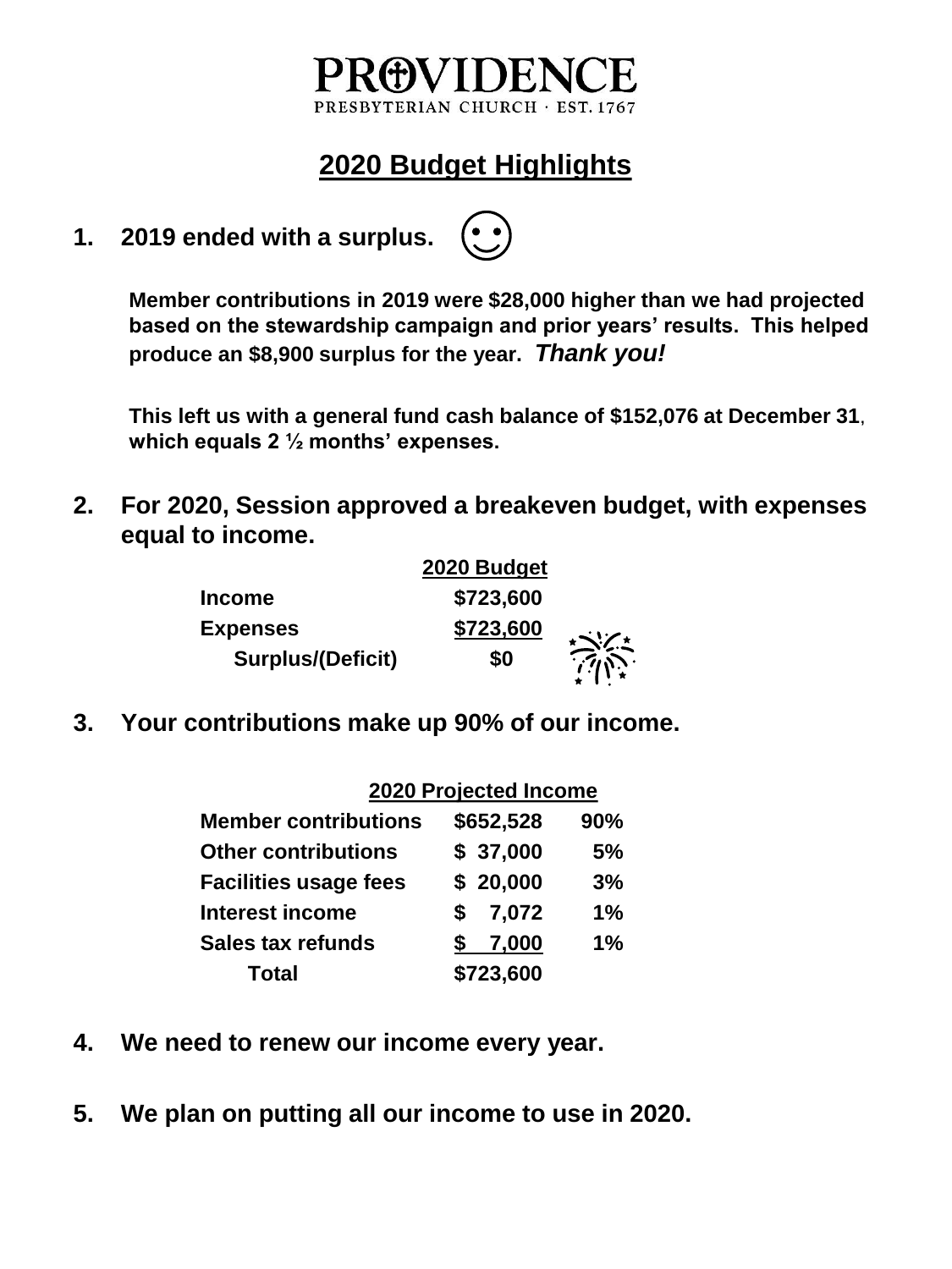# PROVIDENCE

PRESBYTERIAN CHURCH · EST. 1767

## 2020 Budget Highlights

### 1. 2019 ended with a surplus. ☺

**Member contributions in 2019 were $28,000 higher than we had projected based on the stewardship campaign and prior years' results. This helped produce an $8,900 surplus for the year.** ***Thank you!***

**This left us with a general fund cash balance of $152,076 at December 31, which equals 2 ½ months' expenses.**

### 2. For 2020, Session approved a breakeven budget, with expenses equal to income.

| | 2020 Budget |
|---|---|
| Income | $723,600 |
| Expenses | $723,600 |
| Surplus/(Deficit) | $0 |

### 3. Your contributions make up 90% of our income.

| 2020 Projected Income | | |
|---|---|---|
| Member contributions | $652,528 | 90% |
| Other contributions | $ 37,000 | 5% |
| Facilities usage fees | $ 20,000 | 3% |
| Interest income | $ 7,072 | 1% |
| Sales tax refunds | $ 7,000 | 1% |
| Total | $723,600 | |

### 4. We need to renew our income every year.

### 5. We plan on putting all our income to use in 2020.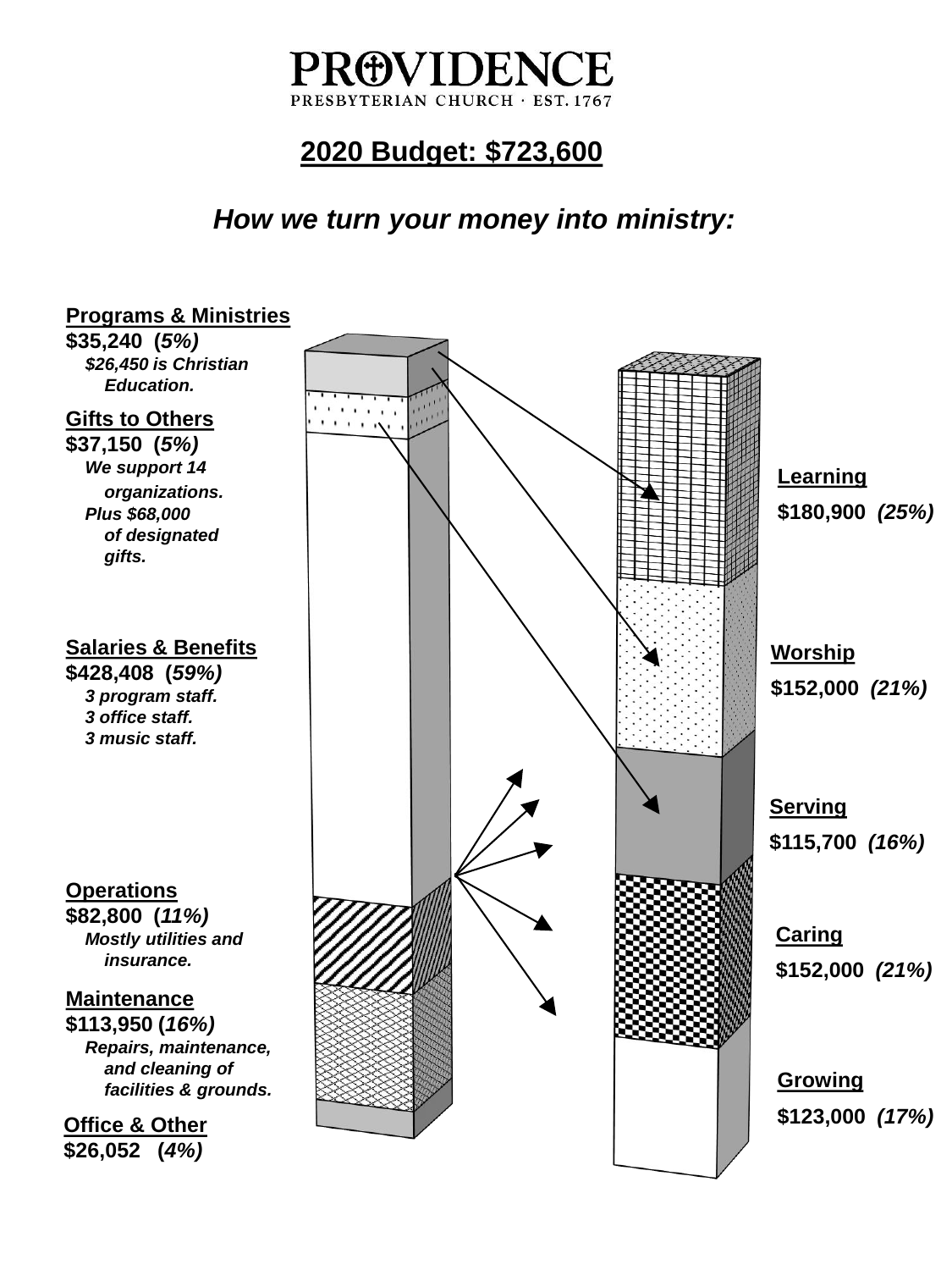# PROVIDENCE

PRESBYTERIAN CHURCH · EST. 1767

## 2020 Budget: $723,600

***How we turn your money into ministry:***

**Programs & Ministries**
**$35,240 (*5%*)**
*$26,450 is Christian Education.*

**Gifts to Others**
**$37,150 (*5%*)**
*We support 14 organizations.*
*Plus $68,000 of designated gifts.*

**Salaries & Benefits**
**$428,408 (*59%*)**
*3 program staff.*
*3 office staff.*
*3 music staff.*

**Operations**
**$82,800 (*11%*)**
*Mostly utilities and insurance.*

**Maintenance**
**$113,950 (*16%*)**
*Repairs, maintenance, and cleaning of facilities & grounds.*

**Office & Other**
**$26,052 (*4%*)**

**Learning**
**$180,900 (*25%*)**

**Worship**
**$152,000 (*21%*)**

**Serving**
**$115,700 (*16%*)**

**Caring**
**$152,000 (*21%*)**

**Growing**
**$123,000 (*17%*)**